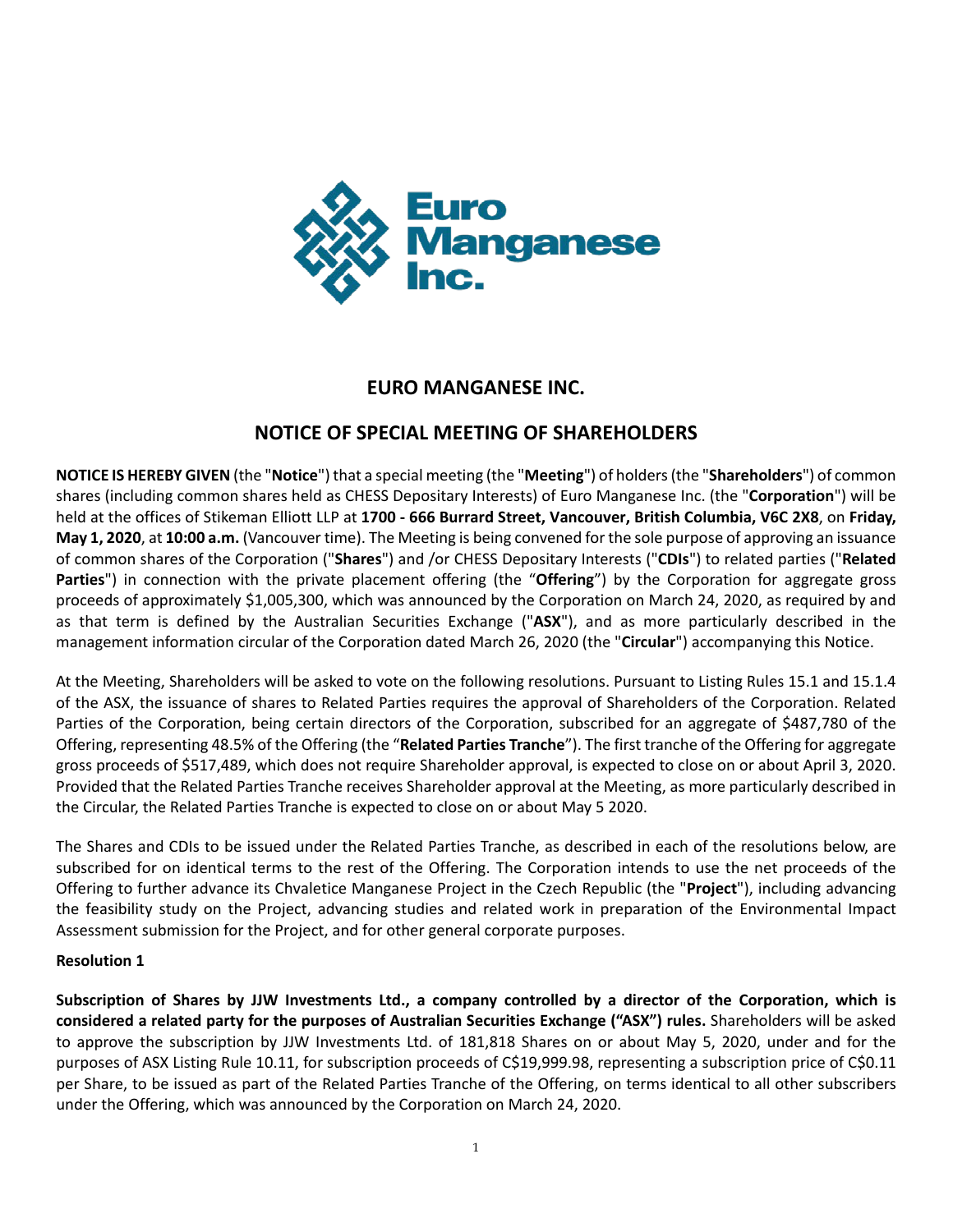# EURO MANGANESE INC.

## NOTICE OF SPECIAL MEETING OF SHAREHOLDERS

**NOTICE IS HEREBY GIVEN** (the "**Notice**") that a special meeting (the "**Meeting**") of holders (the "**Shareholders**") of common shares (including common shares held as CHESS Depositary Interests) of Euro Manganese Inc. (the "**Corporation**") will be held at the offices of Stikeman Elliott LLP at **1700 - 666 Burrard Street, Vancouver, British Columbia, V6C 2X8**, on **Friday, May 1, 2020**, at **10:00 a.m.** (Vancouver time). The Meeting is being convened for the sole purpose of approving an issuance of common shares of the Corporation ("**Shares**") and /or CHESS Depositary Interests ("**CDIs**") to related parties ("**Related Parties**") in connection with the private placement offering (the "**Offering**") by the Corporation for aggregate gross proceeds of approximately $1,005,300, which was announced by the Corporation on March 24, 2020, as required by and as that term is defined by the Australian Securities Exchange ("**ASX**"), and as more particularly described in the management information circular of the Corporation dated March 26, 2020 (the "**Circular**") accompanying this Notice.

At the Meeting, Shareholders will be asked to vote on the following resolutions. Pursuant to Listing Rules 15.1 and 15.1.4 of the ASX, the issuance of shares to Related Parties requires the approval of Shareholders of the Corporation. Related Parties of the Corporation, being certain directors of the Corporation, subscribed for an aggregate of $487,780 of the Offering, representing 48.5% of the Offering (the "**Related Parties Tranche**"). The first tranche of the Offering for aggregate gross proceeds of $517,489, which does not require Shareholder approval, is expected to close on or about April 3, 2020. Provided that the Related Parties Tranche receives Shareholder approval at the Meeting, as more particularly described in the Circular, the Related Parties Tranche is expected to close on or about May 5 2020.

The Shares and CDIs to be issued under the Related Parties Tranche, as described in each of the resolutions below, are subscribed for on identical terms to the rest of the Offering. The Corporation intends to use the net proceeds of the Offering to further advance its Chvaletice Manganese Project in the Czech Republic (the "**Project**"), including advancing the feasibility study on the Project, advancing studies and related work in preparation of the Environmental Impact Assessment submission for the Project, and for other general corporate purposes.

**Resolution 1**

**Subscription of Shares by JJW Investments Ltd., a company controlled by a director of the Corporation, which is considered a related party for the purposes of Australian Securities Exchange ("ASX") rules.** Shareholders will be asked to approve the subscription by JJW Investments Ltd. of 181,818 Shares on or about May 5, 2020, under and for the purposes of ASX Listing Rule 10.11, for subscription proceeds of C$19,999.98, representing a subscription price of C$0.11 per Share, to be issued as part of the Related Parties Tranche of the Offering, on terms identical to all other subscribers under the Offering, which was announced by the Corporation on March 24, 2020.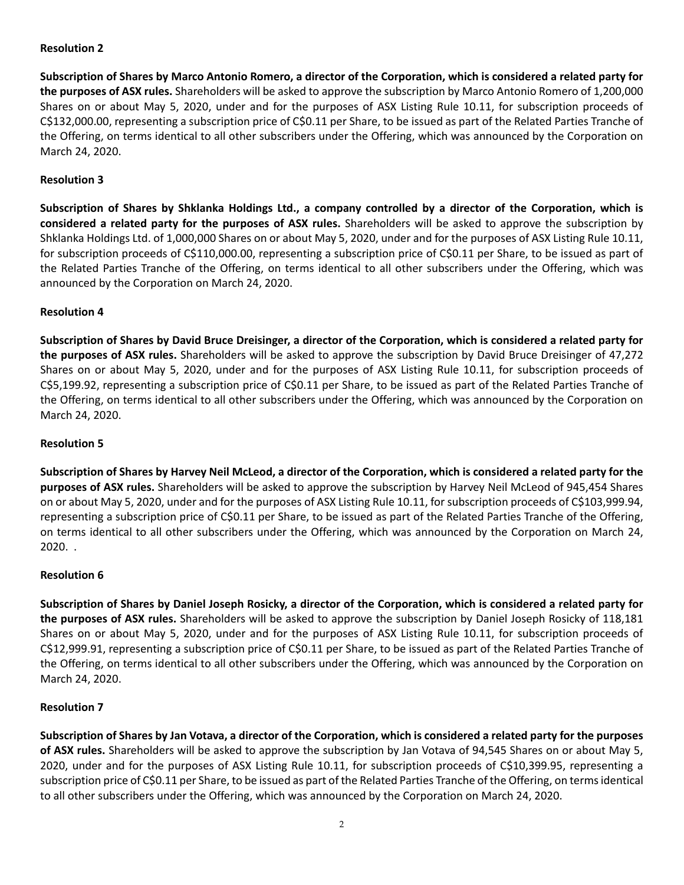### Resolution 2

**Subscription of Shares by Marco Antonio Romero, a director of the Corporation, which is considered a related party for the purposes of ASX rules.** Shareholders will be asked to approve the subscription by Marco Antonio Romero of 1,200,000 Shares on or about May 5, 2020, under and for the purposes of ASX Listing Rule 10.11, for subscription proceeds of C$132,000.00, representing a subscription price of C$0.11 per Share, to be issued as part of the Related Parties Tranche of the Offering, on terms identical to all other subscribers under the Offering, which was announced by the Corporation on March 24, 2020.

### Resolution 3

**Subscription of Shares by Shklanka Holdings Ltd., a company controlled by a director of the Corporation, which is considered a related party for the purposes of ASX rules.** Shareholders will be asked to approve the subscription by Shklanka Holdings Ltd. of 1,000,000 Shares on or about May 5, 2020, under and for the purposes of ASX Listing Rule 10.11, for subscription proceeds of C$110,000.00, representing a subscription price of C$0.11 per Share, to be issued as part of the Related Parties Tranche of the Offering, on terms identical to all other subscribers under the Offering, which was announced by the Corporation on March 24, 2020.

### Resolution 4

**Subscription of Shares by David Bruce Dreisinger, a director of the Corporation, which is considered a related party for the purposes of ASX rules.** Shareholders will be asked to approve the subscription by David Bruce Dreisinger of 47,272 Shares on or about May 5, 2020, under and for the purposes of ASX Listing Rule 10.11, for subscription proceeds of C$5,199.92, representing a subscription price of C$0.11 per Share, to be issued as part of the Related Parties Tranche of the Offering, on terms identical to all other subscribers under the Offering, which was announced by the Corporation on March 24, 2020.

### Resolution 5

**Subscription of Shares by Harvey Neil McLeod, a director of the Corporation, which is considered a related party for the purposes of ASX rules.** Shareholders will be asked to approve the subscription by Harvey Neil McLeod of 945,454 Shares on or about May 5, 2020, under and for the purposes of ASX Listing Rule 10.11, for subscription proceeds of C$103,999.94, representing a subscription price of C$0.11 per Share, to be issued as part of the Related Parties Tranche of the Offering, on terms identical to all other subscribers under the Offering, which was announced by the Corporation on March 24, 2020. .

### Resolution 6

**Subscription of Shares by Daniel Joseph Rosicky, a director of the Corporation, which is considered a related party for the purposes of ASX rules.** Shareholders will be asked to approve the subscription by Daniel Joseph Rosicky of 118,181 Shares on or about May 5, 2020, under and for the purposes of ASX Listing Rule 10.11, for subscription proceeds of C$12,999.91, representing a subscription price of C$0.11 per Share, to be issued as part of the Related Parties Tranche of the Offering, on terms identical to all other subscribers under the Offering, which was announced by the Corporation on March 24, 2020.

### Resolution 7

**Subscription of Shares by Jan Votava, a director of the Corporation, which is considered a related party for the purposes of ASX rules.** Shareholders will be asked to approve the subscription by Jan Votava of 94,545 Shares on or about May 5, 2020, under and for the purposes of ASX Listing Rule 10.11, for subscription proceeds of C$10,399.95, representing a subscription price of C$0.11 per Share, to be issued as part of the Related Parties Tranche of the Offering, on terms identical to all other subscribers under the Offering, which was announced by the Corporation on March 24, 2020.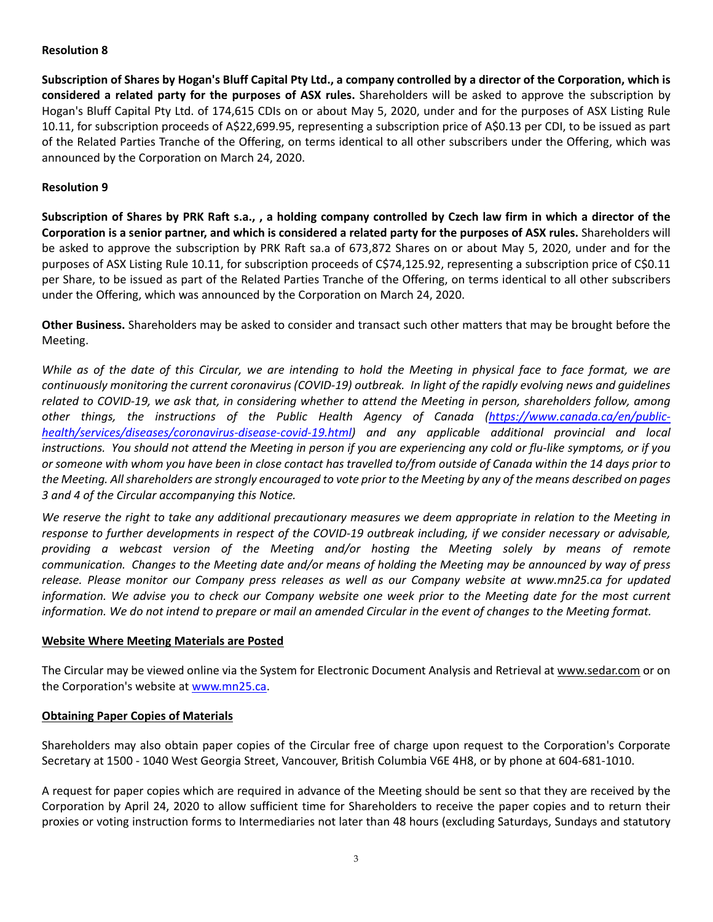**Resolution 8**

**Subscription of Shares by Hogan's Bluff Capital Pty Ltd., a company controlled by a director of the Corporation, which is considered a related party for the purposes of ASX rules.** Shareholders will be asked to approve the subscription by Hogan's Bluff Capital Pty Ltd. of 174,615 CDIs on or about May 5, 2020, under and for the purposes of ASX Listing Rule 10.11, for subscription proceeds of A$22,699.95, representing a subscription price of A$0.13 per CDI, to be issued as part of the Related Parties Tranche of the Offering, on terms identical to all other subscribers under the Offering, which was announced by the Corporation on March 24, 2020.

**Resolution 9**

**Subscription of Shares by PRK Raft s.a., , a holding company controlled by Czech law firm in which a director of the Corporation is a senior partner, and which is considered a related party for the purposes of ASX rules.** Shareholders will be asked to approve the subscription by PRK Raft sa.a of 673,872 Shares on or about May 5, 2020, under and for the purposes of ASX Listing Rule 10.11, for subscription proceeds of C$74,125.92, representing a subscription price of C$0.11 per Share, to be issued as part of the Related Parties Tranche of the Offering, on terms identical to all other subscribers under the Offering, which was announced by the Corporation on March 24, 2020.

**Other Business.** Shareholders may be asked to consider and transact such other matters that may be brought before the Meeting.

*While as of the date of this Circular, we are intending to hold the Meeting in physical face to face format, we are continuously monitoring the current coronavirus (COVID-19) outbreak. In light of the rapidly evolving news and guidelines related to COVID-19, we ask that, in considering whether to attend the Meeting in person, shareholders follow, among other things, the instructions of the Public Health Agency of Canada (https://www.canada.ca/en/public-health/services/diseases/coronavirus-disease-covid-19.html) and any applicable additional provincial and local instructions. You should not attend the Meeting in person if you are experiencing any cold or flu-like symptoms, or if you or someone with whom you have been in close contact has travelled to/from outside of Canada within the 14 days prior to the Meeting. All shareholders are strongly encouraged to vote prior to the Meeting by any of the means described on pages 3 and 4 of the Circular accompanying this Notice.*

*We reserve the right to take any additional precautionary measures we deem appropriate in relation to the Meeting in response to further developments in respect of the COVID-19 outbreak including, if we consider necessary or advisable, providing a webcast version of the Meeting and/or hosting the Meeting solely by means of remote communication. Changes to the Meeting date and/or means of holding the Meeting may be announced by way of press release. Please monitor our Company press releases as well as our Company website at www.mn25.ca for updated information. We advise you to check our Company website one week prior to the Meeting date for the most current information. We do not intend to prepare or mail an amended Circular in the event of changes to the Meeting format.*

**Website Where Meeting Materials are Posted**

The Circular may be viewed online via the System for Electronic Document Analysis and Retrieval at www.sedar.com or on the Corporation's website at www.mn25.ca.

**Obtaining Paper Copies of Materials**

Shareholders may also obtain paper copies of the Circular free of charge upon request to the Corporation's Corporate Secretary at 1500 - 1040 West Georgia Street, Vancouver, British Columbia V6E 4H8, or by phone at 604-681-1010.

A request for paper copies which are required in advance of the Meeting should be sent so that they are received by the Corporation by April 24, 2020 to allow sufficient time for Shareholders to receive the paper copies and to return their proxies or voting instruction forms to Intermediaries not later than 48 hours (excluding Saturdays, Sundays and statutory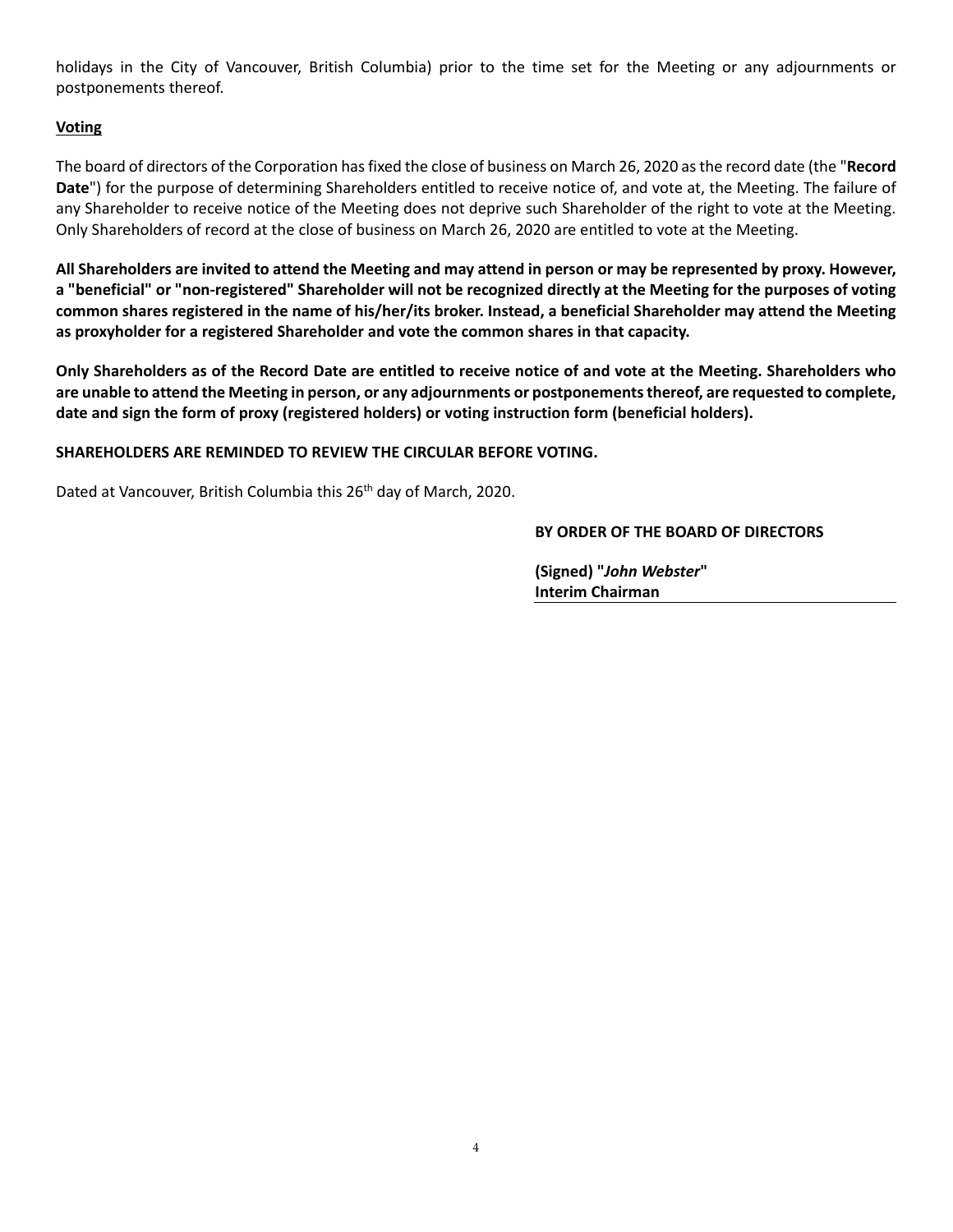holidays in the City of Vancouver, British Columbia) prior to the time set for the Meeting or any adjournments or postponements thereof.

**Voting**

The board of directors of the Corporation has fixed the close of business on March 26, 2020 as the record date (the "**Record Date**") for the purpose of determining Shareholders entitled to receive notice of, and vote at, the Meeting. The failure of any Shareholder to receive notice of the Meeting does not deprive such Shareholder of the right to vote at the Meeting. Only Shareholders of record at the close of business on March 26, 2020 are entitled to vote at the Meeting.

**All Shareholders are invited to attend the Meeting and may attend in person or may be represented by proxy. However, a "beneficial" or "non-registered" Shareholder will not be recognized directly at the Meeting for the purposes of voting common shares registered in the name of his/her/its broker. Instead, a beneficial Shareholder may attend the Meeting as proxyholder for a registered Shareholder and vote the common shares in that capacity.**

**Only Shareholders as of the Record Date are entitled to receive notice of and vote at the Meeting. Shareholders who are unable to attend the Meeting in person, or any adjournments or postponements thereof, are requested to complete, date and sign the form of proxy (registered holders) or voting instruction form (beneficial holders).**

**SHAREHOLDERS ARE REMINDED TO REVIEW THE CIRCULAR BEFORE VOTING.**

Dated at Vancouver, British Columbia this 26th day of March, 2020.

**BY ORDER OF THE BOARD OF DIRECTORS**

**(Signed) "*John Webster*"**
**Interim Chairman**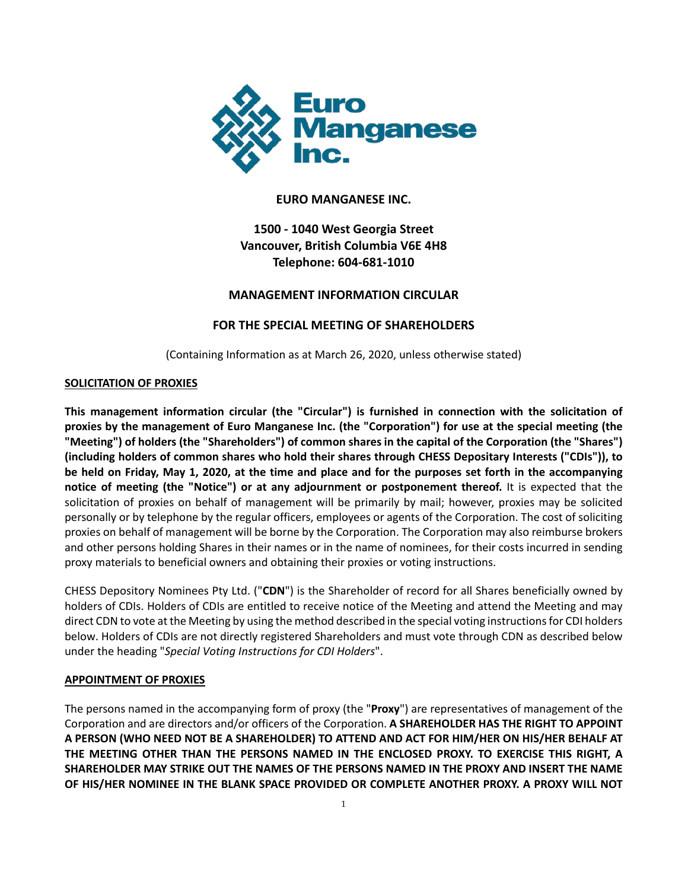**EURO MANGANESE INC.**

**1500 - 1040 West Georgia Street**
**Vancouver, British Columbia V6E 4H8**
**Telephone: 604-681-1010**

**MANAGEMENT INFORMATION CIRCULAR**

**FOR THE SPECIAL MEETING OF SHAREHOLDERS**

(Containing Information as at March 26, 2020, unless otherwise stated)

**SOLICITATION OF PROXIES**

**This management information circular (the "Circular") is furnished in connection with the solicitation of proxies by the management of Euro Manganese Inc. (the "Corporation") for use at the special meeting (the "Meeting") of holders (the "Shareholders") of common shares in the capital of the Corporation (the "Shares") (including holders of common shares who hold their shares through CHESS Depositary Interests ("CDIs")), to be held on Friday, May 1, 2020, at the time and place and for the purposes set forth in the accompanying notice of meeting (the "Notice") or at any adjournment or postponement thereof.** It is expected that the solicitation of proxies on behalf of management will be primarily by mail; however, proxies may be solicited personally or by telephone by the regular officers, employees or agents of the Corporation. The cost of soliciting proxies on behalf of management will be borne by the Corporation. The Corporation may also reimburse brokers and other persons holding Shares in their names or in the name of nominees, for their costs incurred in sending proxy materials to beneficial owners and obtaining their proxies or voting instructions.

CHESS Depository Nominees Pty Ltd. ("**CDN**") is the Shareholder of record for all Shares beneficially owned by holders of CDIs. Holders of CDIs are entitled to receive notice of the Meeting and attend the Meeting and may direct CDN to vote at the Meeting by using the method described in the special voting instructions for CDI holders below. Holders of CDIs are not directly registered Shareholders and must vote through CDN as described below under the heading "*Special Voting Instructions for CDI Holders*".

**APPOINTMENT OF PROXIES**

The persons named in the accompanying form of proxy (the "**Proxy**") are representatives of management of the Corporation and are directors and/or officers of the Corporation. **A SHAREHOLDER HAS THE RIGHT TO APPOINT A PERSON (WHO NEED NOT BE A SHAREHOLDER) TO ATTEND AND ACT FOR HIM/HER ON HIS/HER BEHALF AT THE MEETING OTHER THAN THE PERSONS NAMED IN THE ENCLOSED PROXY. TO EXERCISE THIS RIGHT, A SHAREHOLDER MAY STRIKE OUT THE NAMES OF THE PERSONS NAMED IN THE PROXY AND INSERT THE NAME OF HIS/HER NOMINEE IN THE BLANK SPACE PROVIDED OR COMPLETE ANOTHER PROXY. A PROXY WILL NOT**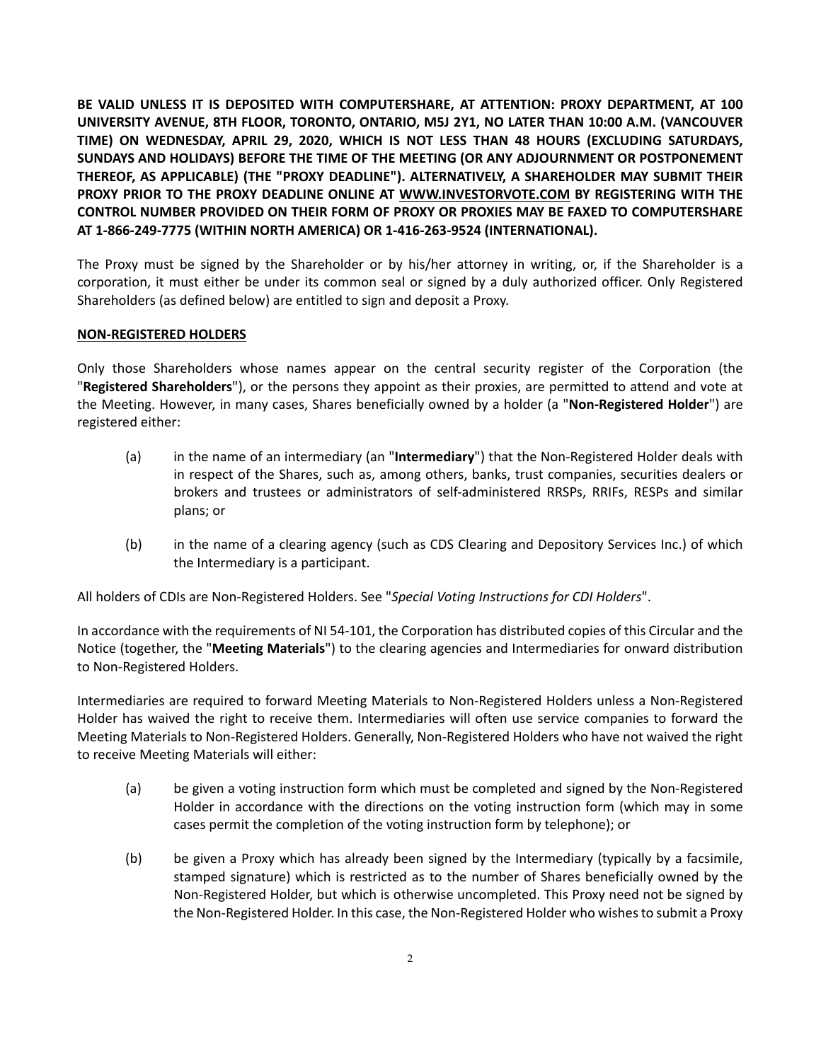**BE VALID UNLESS IT IS DEPOSITED WITH COMPUTERSHARE, AT ATTENTION: PROXY DEPARTMENT, AT 100 UNIVERSITY AVENUE, 8TH FLOOR, TORONTO, ONTARIO, M5J 2Y1, NO LATER THAN 10:00 A.M. (VANCOUVER TIME) ON WEDNESDAY, APRIL 29, 2020, WHICH IS NOT LESS THAN 48 HOURS (EXCLUDING SATURDAYS, SUNDAYS AND HOLIDAYS) BEFORE THE TIME OF THE MEETING (OR ANY ADJOURNMENT OR POSTPONEMENT THEREOF, AS APPLICABLE) (THE "PROXY DEADLINE"). ALTERNATIVELY, A SHAREHOLDER MAY SUBMIT THEIR PROXY PRIOR TO THE PROXY DEADLINE ONLINE AT WWW.INVESTORVOTE.COM BY REGISTERING WITH THE CONTROL NUMBER PROVIDED ON THEIR FORM OF PROXY OR PROXIES MAY BE FAXED TO COMPUTERSHARE AT 1-866-249-7775 (WITHIN NORTH AMERICA) OR 1-416-263-9524 (INTERNATIONAL).**

The Proxy must be signed by the Shareholder or by his/her attorney in writing, or, if the Shareholder is a corporation, it must either be under its common seal or signed by a duly authorized officer. Only Registered Shareholders (as defined below) are entitled to sign and deposit a Proxy.

## NON-REGISTERED HOLDERS

Only those Shareholders whose names appear on the central security register of the Corporation (the "**Registered Shareholders**"), or the persons they appoint as their proxies, are permitted to attend and vote at the Meeting. However, in many cases, Shares beneficially owned by a holder (a "**Non-Registered Holder**") are registered either:

(a) in the name of an intermediary (an "**Intermediary**") that the Non-Registered Holder deals with in respect of the Shares, such as, among others, banks, trust companies, securities dealers or brokers and trustees or administrators of self-administered RRSPs, RRIFs, RESPs and similar plans; or

(b) in the name of a clearing agency (such as CDS Clearing and Depository Services Inc.) of which the Intermediary is a participant.

All holders of CDIs are Non-Registered Holders. See "*Special Voting Instructions for CDI Holders*".

In accordance with the requirements of NI 54-101, the Corporation has distributed copies of this Circular and the Notice (together, the "**Meeting Materials**") to the clearing agencies and Intermediaries for onward distribution to Non-Registered Holders.

Intermediaries are required to forward Meeting Materials to Non-Registered Holders unless a Non-Registered Holder has waived the right to receive them. Intermediaries will often use service companies to forward the Meeting Materials to Non-Registered Holders. Generally, Non-Registered Holders who have not waived the right to receive Meeting Materials will either:

(a) be given a voting instruction form which must be completed and signed by the Non-Registered Holder in accordance with the directions on the voting instruction form (which may in some cases permit the completion of the voting instruction form by telephone); or

(b) be given a Proxy which has already been signed by the Intermediary (typically by a facsimile, stamped signature) which is restricted as to the number of Shares beneficially owned by the Non-Registered Holder, but which is otherwise uncompleted. This Proxy need not be signed by the Non-Registered Holder. In this case, the Non-Registered Holder who wishes to submit a Proxy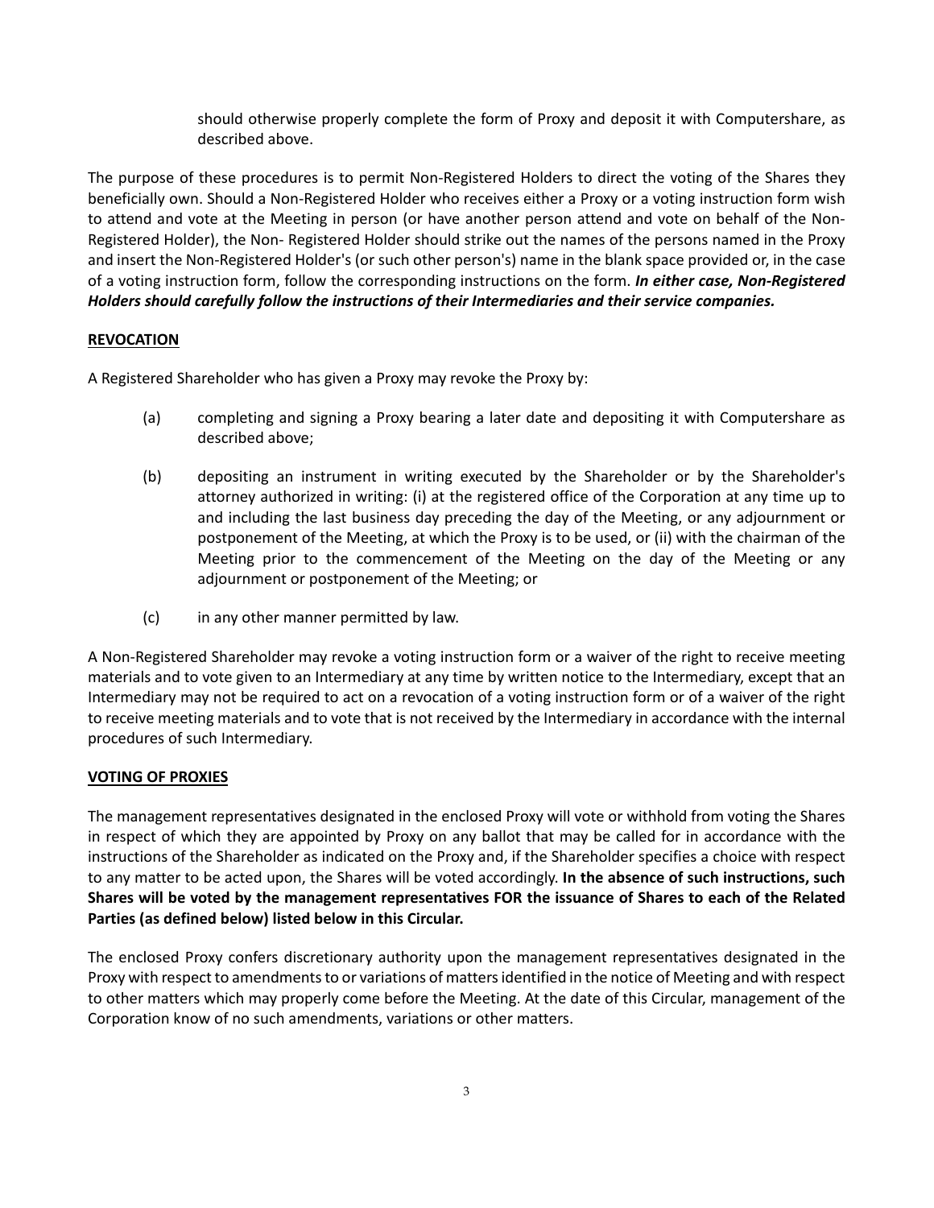should otherwise properly complete the form of Proxy and deposit it with Computershare, as described above.

The purpose of these procedures is to permit Non-Registered Holders to direct the voting of the Shares they beneficially own. Should a Non-Registered Holder who receives either a Proxy or a voting instruction form wish to attend and vote at the Meeting in person (or have another person attend and vote on behalf of the Non-Registered Holder), the Non- Registered Holder should strike out the names of the persons named in the Proxy and insert the Non-Registered Holder's (or such other person's) name in the blank space provided or, in the case of a voting instruction form, follow the corresponding instructions on the form. ***In either case, Non-Registered Holders should carefully follow the instructions of their Intermediaries and their service companies.***

## REVOCATION

A Registered Shareholder who has given a Proxy may revoke the Proxy by:

(a) completing and signing a Proxy bearing a later date and depositing it with Computershare as described above;

(b) depositing an instrument in writing executed by the Shareholder or by the Shareholder's attorney authorized in writing: (i) at the registered office of the Corporation at any time up to and including the last business day preceding the day of the Meeting, or any adjournment or postponement of the Meeting, at which the Proxy is to be used, or (ii) with the chairman of the Meeting prior to the commencement of the Meeting on the day of the Meeting or any adjournment or postponement of the Meeting; or

(c) in any other manner permitted by law.

A Non-Registered Shareholder may revoke a voting instruction form or a waiver of the right to receive meeting materials and to vote given to an Intermediary at any time by written notice to the Intermediary, except that an Intermediary may not be required to act on a revocation of a voting instruction form or of a waiver of the right to receive meeting materials and to vote that is not received by the Intermediary in accordance with the internal procedures of such Intermediary.

## VOTING OF PROXIES

The management representatives designated in the enclosed Proxy will vote or withhold from voting the Shares in respect of which they are appointed by Proxy on any ballot that may be called for in accordance with the instructions of the Shareholder as indicated on the Proxy and, if the Shareholder specifies a choice with respect to any matter to be acted upon, the Shares will be voted accordingly. **In the absence of such instructions, such Shares will be voted by the management representatives FOR the issuance of Shares to each of the Related Parties (as defined below) listed below in this Circular.**

The enclosed Proxy confers discretionary authority upon the management representatives designated in the Proxy with respect to amendments to or variations of matters identified in the notice of Meeting and with respect to other matters which may properly come before the Meeting. At the date of this Circular, management of the Corporation know of no such amendments, variations or other matters.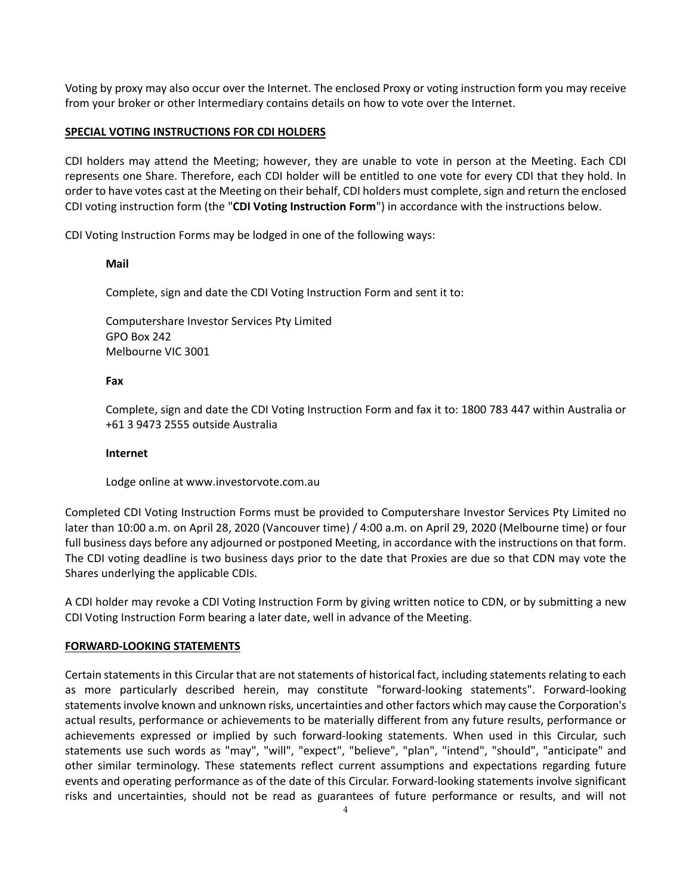Voting by proxy may also occur over the Internet. The enclosed Proxy or voting instruction form you may receive from your broker or other Intermediary contains details on how to vote over the Internet.

## SPECIAL VOTING INSTRUCTIONS FOR CDI HOLDERS

CDI holders may attend the Meeting; however, they are unable to vote in person at the Meeting. Each CDI represents one Share. Therefore, each CDI holder will be entitled to one vote for every CDI that they hold. In order to have votes cast at the Meeting on their behalf, CDI holders must complete, sign and return the enclosed CDI voting instruction form (the "**CDI Voting Instruction Form**") in accordance with the instructions below.

CDI Voting Instruction Forms may be lodged in one of the following ways:

**Mail**

Complete, sign and date the CDI Voting Instruction Form and sent it to:

Computershare Investor Services Pty Limited
GPO Box 242
Melbourne VIC 3001

**Fax**

Complete, sign and date the CDI Voting Instruction Form and fax it to: 1800 783 447 within Australia or +61 3 9473 2555 outside Australia

**Internet**

Lodge online at www.investorvote.com.au

Completed CDI Voting Instruction Forms must be provided to Computershare Investor Services Pty Limited no later than 10:00 a.m. on April 28, 2020 (Vancouver time) / 4:00 a.m. on April 29, 2020 (Melbourne time) or four full business days before any adjourned or postponed Meeting, in accordance with the instructions on that form. The CDI voting deadline is two business days prior to the date that Proxies are due so that CDN may vote the Shares underlying the applicable CDIs.

A CDI holder may revoke a CDI Voting Instruction Form by giving written notice to CDN, or by submitting a new CDI Voting Instruction Form bearing a later date, well in advance of the Meeting.

## FORWARD-LOOKING STATEMENTS

Certain statements in this Circular that are not statements of historical fact, including statements relating to each as more particularly described herein, may constitute "forward-looking statements". Forward-looking statements involve known and unknown risks, uncertainties and other factors which may cause the Corporation's actual results, performance or achievements to be materially different from any future results, performance or achievements expressed or implied by such forward-looking statements. When used in this Circular, such statements use such words as "may", "will", "expect", "believe", "plan", "intend", "should", "anticipate" and other similar terminology. These statements reflect current assumptions and expectations regarding future events and operating performance as of the date of this Circular. Forward-looking statements involve significant risks and uncertainties, should not be read as guarantees of future performance or results, and will not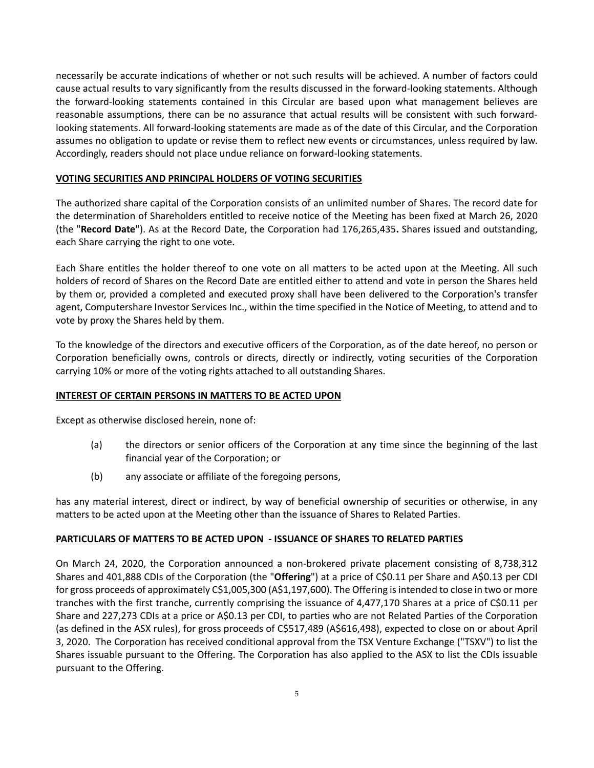necessarily be accurate indications of whether or not such results will be achieved. A number of factors could cause actual results to vary significantly from the results discussed in the forward-looking statements. Although the forward-looking statements contained in this Circular are based upon what management believes are reasonable assumptions, there can be no assurance that actual results will be consistent with such forward-looking statements. All forward-looking statements are made as of the date of this Circular, and the Corporation assumes no obligation to update or revise them to reflect new events or circumstances, unless required by law. Accordingly, readers should not place undue reliance on forward-looking statements.

## VOTING SECURITIES AND PRINCIPAL HOLDERS OF VOTING SECURITIES

The authorized share capital of the Corporation consists of an unlimited number of Shares. The record date for the determination of Shareholders entitled to receive notice of the Meeting has been fixed at March 26, 2020 (the "**Record Date**"). As at the Record Date, the Corporation had 176,265,435**.** Shares issued and outstanding, each Share carrying the right to one vote.

Each Share entitles the holder thereof to one vote on all matters to be acted upon at the Meeting. All such holders of record of Shares on the Record Date are entitled either to attend and vote in person the Shares held by them or, provided a completed and executed proxy shall have been delivered to the Corporation's transfer agent, Computershare Investor Services Inc., within the time specified in the Notice of Meeting, to attend and to vote by proxy the Shares held by them.

To the knowledge of the directors and executive officers of the Corporation, as of the date hereof, no person or Corporation beneficially owns, controls or directs, directly or indirectly, voting securities of the Corporation carrying 10% or more of the voting rights attached to all outstanding Shares.

## INTEREST OF CERTAIN PERSONS IN MATTERS TO BE ACTED UPON

Except as otherwise disclosed herein, none of:

(a) the directors or senior officers of the Corporation at any time since the beginning of the last financial year of the Corporation; or

(b) any associate or affiliate of the foregoing persons,

has any material interest, direct or indirect, by way of beneficial ownership of securities or otherwise, in any matters to be acted upon at the Meeting other than the issuance of Shares to Related Parties.

## PARTICULARS OF MATTERS TO BE ACTED UPON - ISSUANCE OF SHARES TO RELATED PARTIES

On March 24, 2020, the Corporation announced a non-brokered private placement consisting of 8,738,312 Shares and 401,888 CDIs of the Corporation (the "**Offering**") at a price of C$0.11 per Share and A$0.13 per CDI for gross proceeds of approximately C$1,005,300 (A$1,197,600). The Offering is intended to close in two or more tranches with the first tranche, currently comprising the issuance of 4,477,170 Shares at a price of C$0.11 per Share and 227,273 CDIs at a price or A$0.13 per CDI, to parties who are not Related Parties of the Corporation (as defined in the ASX rules), for gross proceeds of C$517,489 (A$616,498), expected to close on or about April 3, 2020. The Corporation has received conditional approval from the TSX Venture Exchange ("TSXV") to list the Shares issuable pursuant to the Offering. The Corporation has also applied to the ASX to list the CDIs issuable pursuant to the Offering.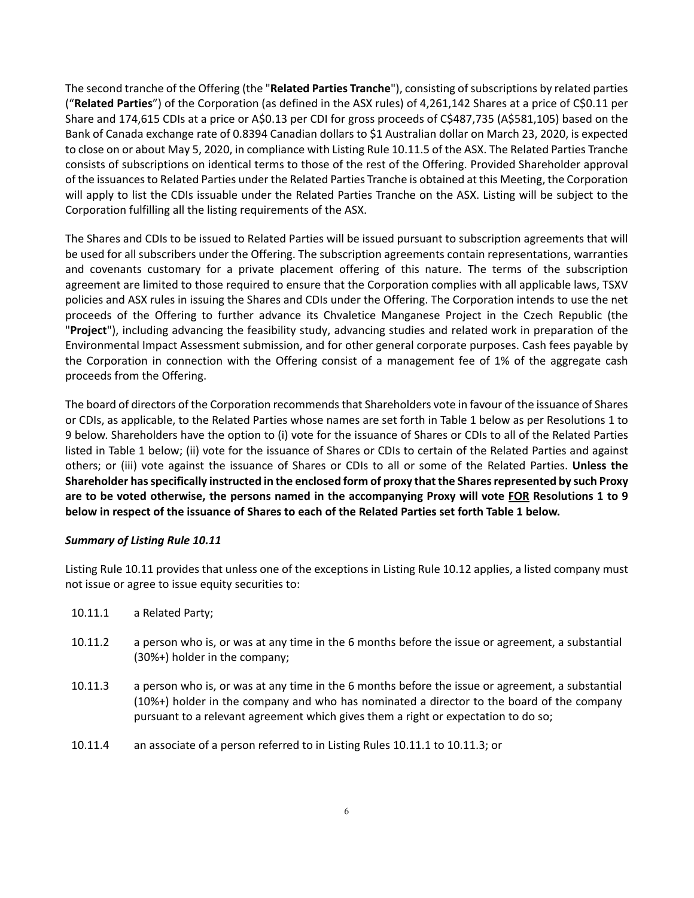The second tranche of the Offering (the "**Related Parties Tranche**"), consisting of subscriptions by related parties ("**Related Parties**") of the Corporation (as defined in the ASX rules) of 4,261,142 Shares at a price of C$0.11 per Share and 174,615 CDIs at a price or A$0.13 per CDI for gross proceeds of C$487,735 (A$581,105) based on the Bank of Canada exchange rate of 0.8394 Canadian dollars to $1 Australian dollar on March 23, 2020, is expected to close on or about May 5, 2020, in compliance with Listing Rule 10.11.5 of the ASX. The Related Parties Tranche consists of subscriptions on identical terms to those of the rest of the Offering. Provided Shareholder approval of the issuances to Related Parties under the Related Parties Tranche is obtained at this Meeting, the Corporation will apply to list the CDIs issuable under the Related Parties Tranche on the ASX. Listing will be subject to the Corporation fulfilling all the listing requirements of the ASX.

The Shares and CDIs to be issued to Related Parties will be issued pursuant to subscription agreements that will be used for all subscribers under the Offering. The subscription agreements contain representations, warranties and covenants customary for a private placement offering of this nature. The terms of the subscription agreement are limited to those required to ensure that the Corporation complies with all applicable laws, TSXV policies and ASX rules in issuing the Shares and CDIs under the Offering. The Corporation intends to use the net proceeds of the Offering to further advance its Chvaletice Manganese Project in the Czech Republic (the "**Project**"), including advancing the feasibility study, advancing studies and related work in preparation of the Environmental Impact Assessment submission, and for other general corporate purposes. Cash fees payable by the Corporation in connection with the Offering consist of a management fee of 1% of the aggregate cash proceeds from the Offering.

The board of directors of the Corporation recommends that Shareholders vote in favour of the issuance of Shares or CDIs, as applicable, to the Related Parties whose names are set forth in Table 1 below as per Resolutions 1 to 9 below. Shareholders have the option to (i) vote for the issuance of Shares or CDIs to all of the Related Parties listed in Table 1 below; (ii) vote for the issuance of Shares or CDIs to certain of the Related Parties and against others; or (iii) vote against the issuance of Shares or CDIs to all or some of the Related Parties. **Unless the Shareholder has specifically instructed in the enclosed form of proxy that the Shares represented by such Proxy are to be voted otherwise, the persons named in the accompanying Proxy will vote <u>FOR</u> Resolutions 1 to 9 below in respect of the issuance of Shares to each of the Related Parties set forth Table 1 below.**

***Summary of Listing Rule 10.11***

Listing Rule 10.11 provides that unless one of the exceptions in Listing Rule 10.12 applies, a listed company must not issue or agree to issue equity securities to:

10.11.1 a Related Party;

10.11.2 a person who is, or was at any time in the 6 months before the issue or agreement, a substantial (30%+) holder in the company;

10.11.3 a person who is, or was at any time in the 6 months before the issue or agreement, a substantial (10%+) holder in the company and who has nominated a director to the board of the company pursuant to a relevant agreement which gives them a right or expectation to do so;

10.11.4 an associate of a person referred to in Listing Rules 10.11.1 to 10.11.3; or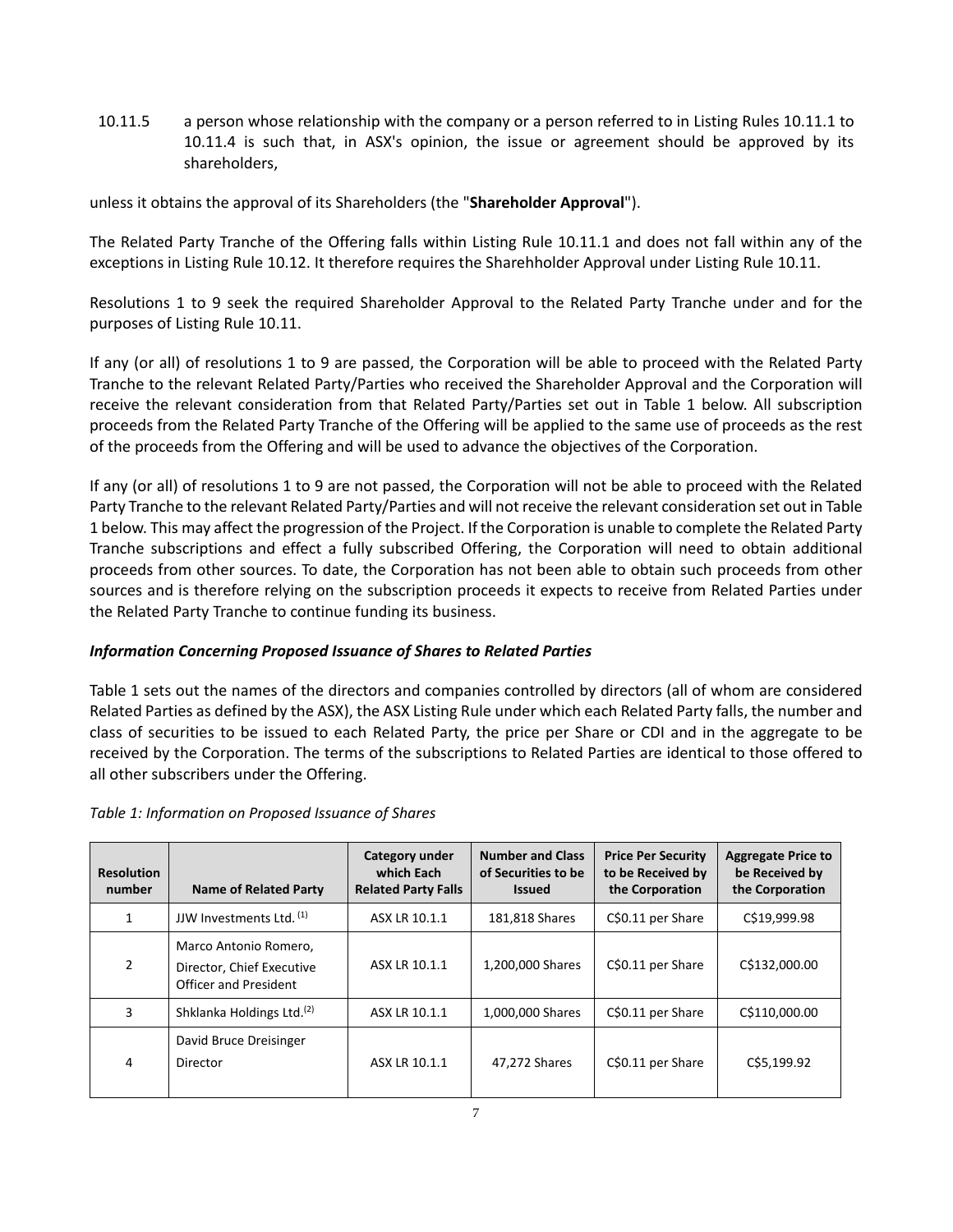10.11.5 a person whose relationship with the company or a person referred to in Listing Rules 10.11.1 to 10.11.4 is such that, in ASX's opinion, the issue or agreement should be approved by its shareholders,

unless it obtains the approval of its Shareholders (the "**Shareholder Approval**").

The Related Party Tranche of the Offering falls within Listing Rule 10.11.1 and does not fall within any of the exceptions in Listing Rule 10.12. It therefore requires the Sharehholder Approval under Listing Rule 10.11.

Resolutions 1 to 9 seek the required Shareholder Approval to the Related Party Tranche under and for the purposes of Listing Rule 10.11.

If any (or all) of resolutions 1 to 9 are passed, the Corporation will be able to proceed with the Related Party Tranche to the relevant Related Party/Parties who received the Shareholder Approval and the Corporation will receive the relevant consideration from that Related Party/Parties set out in Table 1 below. All subscription proceeds from the Related Party Tranche of the Offering will be applied to the same use of proceeds as the rest of the proceeds from the Offering and will be used to advance the objectives of the Corporation.

If any (or all) of resolutions 1 to 9 are not passed, the Corporation will not be able to proceed with the Related Party Tranche to the relevant Related Party/Parties and will not receive the relevant consideration set out in Table 1 below. This may affect the progression of the Project. If the Corporation is unable to complete the Related Party Tranche subscriptions and effect a fully subscribed Offering, the Corporation will need to obtain additional proceeds from other sources. To date, the Corporation has not been able to obtain such proceeds from other sources and is therefore relying on the subscription proceeds it expects to receive from Related Parties under the Related Party Tranche to continue funding its business.

***Information Concerning Proposed Issuance of Shares to Related Parties***

Table 1 sets out the names of the directors and companies controlled by directors (all of whom are considered Related Parties as defined by the ASX), the ASX Listing Rule under which each Related Party falls, the number and class of securities to be issued to each Related Party, the price per Share or CDI and in the aggregate to be received by the Corporation. The terms of the subscriptions to Related Parties are identical to those offered to all other subscribers under the Offering.

*Table 1: Information on Proposed Issuance of Shares*

| Resolution number | Name of Related Party | Category under which Each Related Party Falls | Number and Class of Securities to be Issued | Price Per Security to be Received by the Corporation | Aggregate Price to be Received by the Corporation |
|---|---|---|---|---|---|
| 1 | JJW Investments Ltd. (1) | ASX LR 10.1.1 | 181,818 Shares | C$0.11 per Share | C$19,999.98 |
| 2 | Marco Antonio Romero, Director, Chief Executive Officer and President | ASX LR 10.1.1 | 1,200,000 Shares | C$0.11 per Share | C$132,000.00 |
| 3 | Shklanka Holdings Ltd.(2) | ASX LR 10.1.1 | 1,000,000 Shares | C$0.11 per Share | C$110,000.00 |
| 4 | David Bruce Dreisinger Director | ASX LR 10.1.1 | 47,272 Shares | C$0.11 per Share | C$5,199.92 |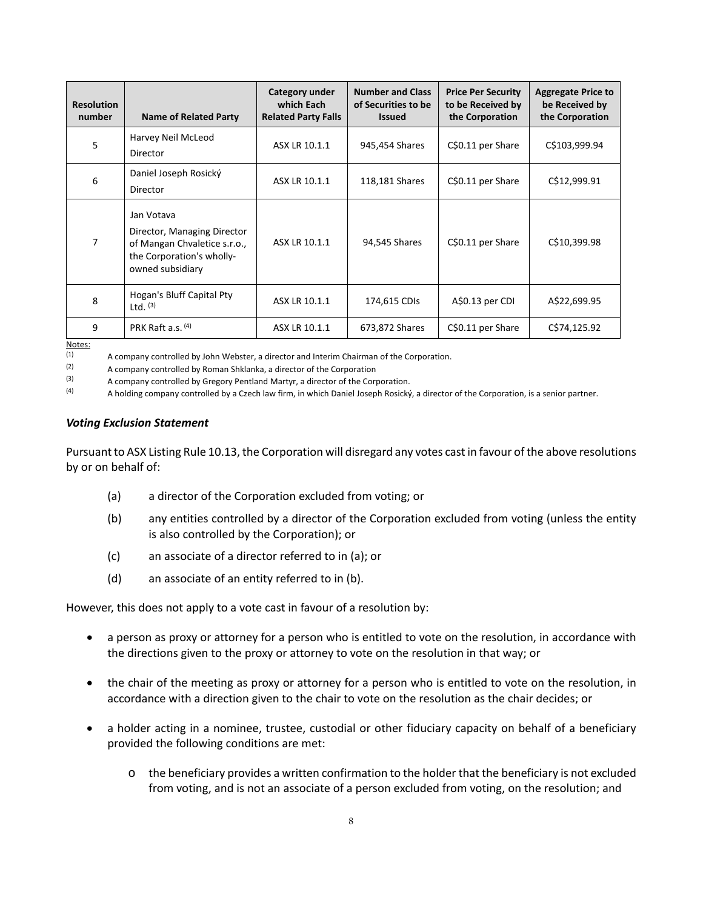| Resolution number | Name of Related Party | Category under which Each Related Party Falls | Number and Class of Securities to be Issued | Price Per Security to be Received by the Corporation | Aggregate Price to be Received by the Corporation |
|---|---|---|---|---|---|
| 5 | Harvey Neil McLeod<br>Director | ASX LR 10.1.1 | 945,454 Shares | C$0.11 per Share | C$103,999.94 |
| 6 | Daniel Joseph Rosický<br>Director | ASX LR 10.1.1 | 118,181 Shares | C$0.11 per Share | C$12,999.91 |
| 7 | Jan Votava<br>Director, Managing Director of Mangan Chvaletice s.r.o., the Corporation's wholly-owned subsidiary | ASX LR 10.1.1 | 94,545 Shares | C$0.11 per Share | C$10,399.98 |
| 8 | Hogan's Bluff Capital Pty Ltd. (3) | ASX LR 10.1.1 | 174,615 CDIs | A$0.13 per CDI | A$22,699.95 |
| 9 | PRK Raft a.s. (4) | ASX LR 10.1.1 | 673,872 Shares | C$0.11 per Share | C$74,125.92 |

Notes:

(1) A company controlled by John Webster, a director and Interim Chairman of the Corporation.

(2) A company controlled by Roman Shklanka, a director of the Corporation

(3) A company controlled by Gregory Pentland Martyr, a director of the Corporation.

(4) A holding company controlled by a Czech law firm, in which Daniel Joseph Rosický, a director of the Corporation, is a senior partner.

***Voting Exclusion Statement***

Pursuant to ASX Listing Rule 10.13, the Corporation will disregard any votes cast in favour of the above resolutions by or on behalf of:

(a) a director of the Corporation excluded from voting; or

(b) any entities controlled by a director of the Corporation excluded from voting (unless the entity is also controlled by the Corporation); or

(c) an associate of a director referred to in (a); or

(d) an associate of an entity referred to in (b).

However, this does not apply to a vote cast in favour of a resolution by:

- a person as proxy or attorney for a person who is entitled to vote on the resolution, in accordance with the directions given to the proxy or attorney to vote on the resolution in that way; or
- the chair of the meeting as proxy or attorney for a person who is entitled to vote on the resolution, in accordance with a direction given to the chair to vote on the resolution as the chair decides; or
- a holder acting in a nominee, trustee, custodial or other fiduciary capacity on behalf of a beneficiary provided the following conditions are met:
  - the beneficiary provides a written confirmation to the holder that the beneficiary is not excluded from voting, and is not an associate of a person excluded from voting, on the resolution; and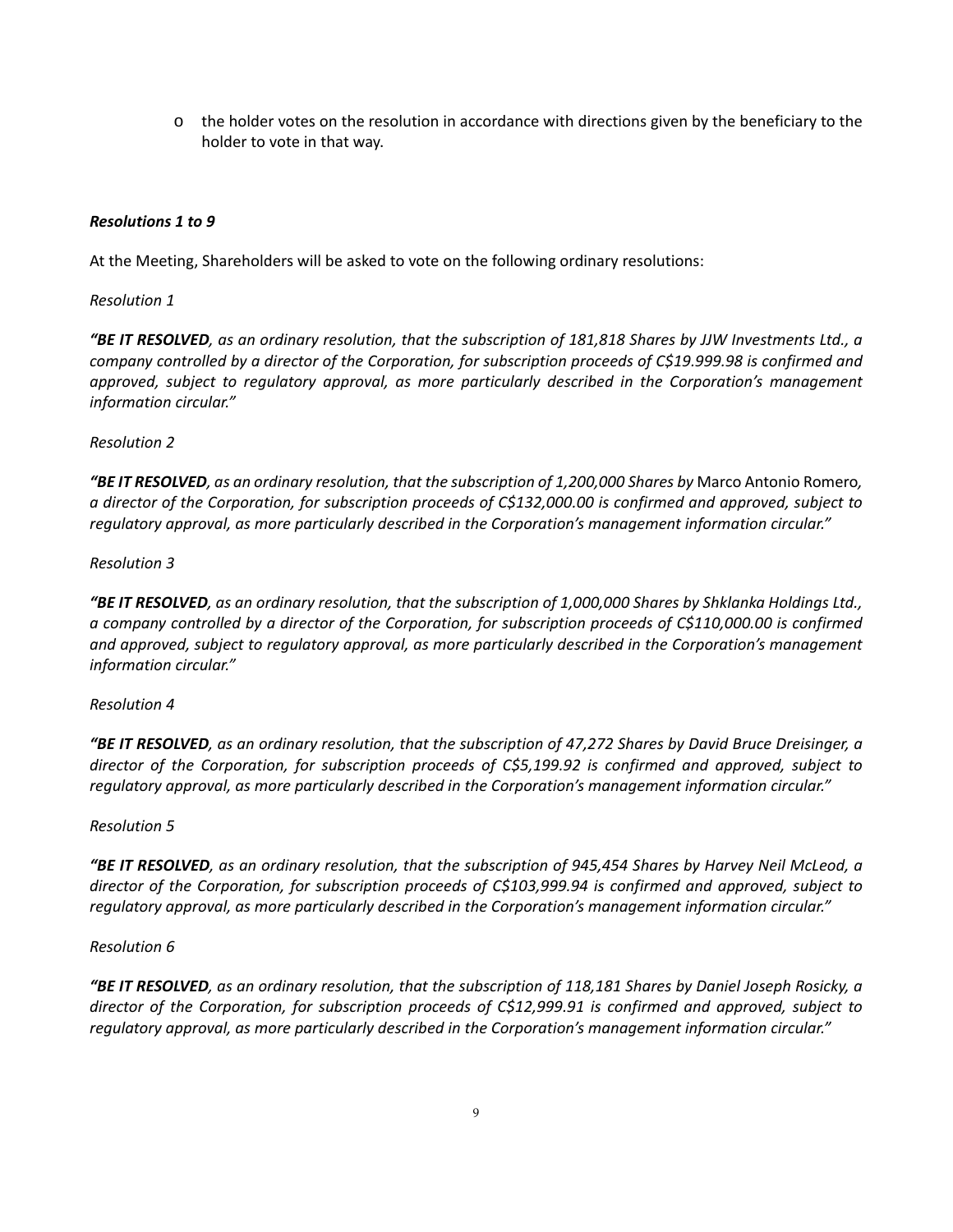- the holder votes on the resolution in accordance with directions given by the beneficiary to the holder to vote in that way.

***Resolutions 1 to 9***

At the Meeting, Shareholders will be asked to vote on the following ordinary resolutions:

*Resolution 1*

***"BE IT RESOLVED****, as an ordinary resolution, that the subscription of 181,818 Shares by JJW Investments Ltd., a company controlled by a director of the Corporation, for subscription proceeds of C$19.999.98 is confirmed and approved, subject to regulatory approval, as more particularly described in the Corporation's management information circular."*

*Resolution 2*

***"BE IT RESOLVED****, as an ordinary resolution, that the subscription of 1,200,000 Shares by* Marco Antonio Romero*, a director of the Corporation, for subscription proceeds of C$132,000.00 is confirmed and approved, subject to regulatory approval, as more particularly described in the Corporation's management information circular."*

*Resolution 3*

***"BE IT RESOLVED****, as an ordinary resolution, that the subscription of 1,000,000 Shares by Shklanka Holdings Ltd., a company controlled by a director of the Corporation, for subscription proceeds of C$110,000.00 is confirmed and approved, subject to regulatory approval, as more particularly described in the Corporation's management information circular."*

*Resolution 4*

***"BE IT RESOLVED****, as an ordinary resolution, that the subscription of 47,272 Shares by David Bruce Dreisinger, a director of the Corporation, for subscription proceeds of C$5,199.92 is confirmed and approved, subject to regulatory approval, as more particularly described in the Corporation's management information circular."*

*Resolution 5*

***"BE IT RESOLVED****, as an ordinary resolution, that the subscription of 945,454 Shares by Harvey Neil McLeod, a director of the Corporation, for subscription proceeds of C$103,999.94 is confirmed and approved, subject to regulatory approval, as more particularly described in the Corporation's management information circular."*

*Resolution 6*

***"BE IT RESOLVED****, as an ordinary resolution, that the subscription of 118,181 Shares by Daniel Joseph Rosicky, a director of the Corporation, for subscription proceeds of C$12,999.91 is confirmed and approved, subject to regulatory approval, as more particularly described in the Corporation's management information circular."*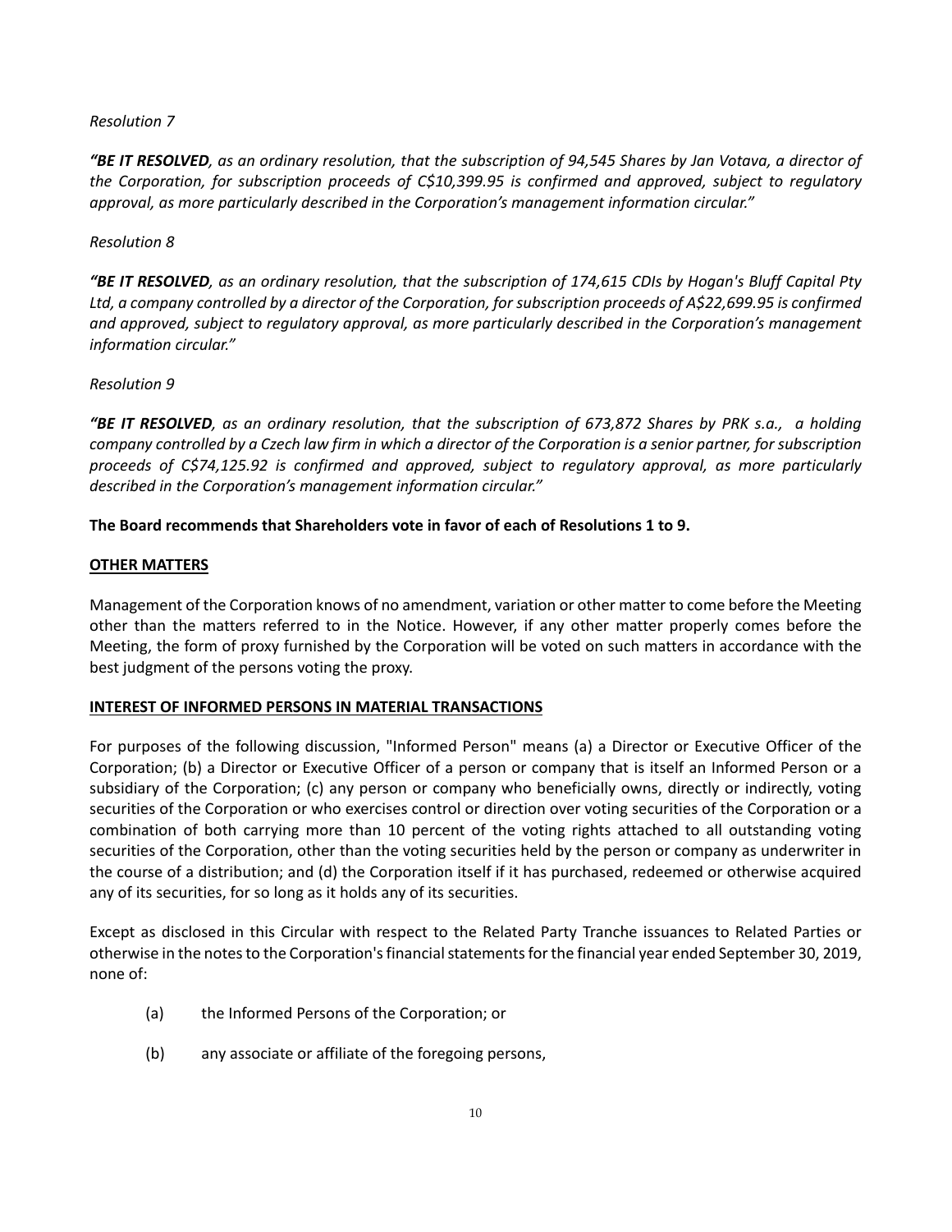*Resolution 7*

***"BE IT RESOLVED**, as an ordinary resolution, that the subscription of 94,545 Shares by Jan Votava, a director of the Corporation, for subscription proceeds of C$10,399.95 is confirmed and approved, subject to regulatory approval, as more particularly described in the Corporation's management information circular."*

*Resolution 8*

***"BE IT RESOLVED**, as an ordinary resolution, that the subscription of 174,615 CDIs by Hogan's Bluff Capital Pty Ltd, a company controlled by a director of the Corporation, for subscription proceeds of A$22,699.95 is confirmed and approved, subject to regulatory approval, as more particularly described in the Corporation's management information circular."*

*Resolution 9*

***"BE IT RESOLVED**, as an ordinary resolution, that the subscription of 673,872 Shares by PRK s.a., a holding company controlled by a Czech law firm in which a director of the Corporation is a senior partner, for subscription proceeds of C$74,125.92 is confirmed and approved, subject to regulatory approval, as more particularly described in the Corporation's management information circular."*

**The Board recommends that Shareholders vote in favor of each of Resolutions 1 to 9.**

## OTHER MATTERS

Management of the Corporation knows of no amendment, variation or other matter to come before the Meeting other than the matters referred to in the Notice. However, if any other matter properly comes before the Meeting, the form of proxy furnished by the Corporation will be voted on such matters in accordance with the best judgment of the persons voting the proxy.

## INTEREST OF INFORMED PERSONS IN MATERIAL TRANSACTIONS

For purposes of the following discussion, "Informed Person" means (a) a Director or Executive Officer of the Corporation; (b) a Director or Executive Officer of a person or company that is itself an Informed Person or a subsidiary of the Corporation; (c) any person or company who beneficially owns, directly or indirectly, voting securities of the Corporation or who exercises control or direction over voting securities of the Corporation or a combination of both carrying more than 10 percent of the voting rights attached to all outstanding voting securities of the Corporation, other than the voting securities held by the person or company as underwriter in the course of a distribution; and (d) the Corporation itself if it has purchased, redeemed or otherwise acquired any of its securities, for so long as it holds any of its securities.

Except as disclosed in this Circular with respect to the Related Party Tranche issuances to Related Parties or otherwise in the notes to the Corporation's financial statements for the financial year ended September 30, 2019, none of:

(a) the Informed Persons of the Corporation; or

(b) any associate or affiliate of the foregoing persons,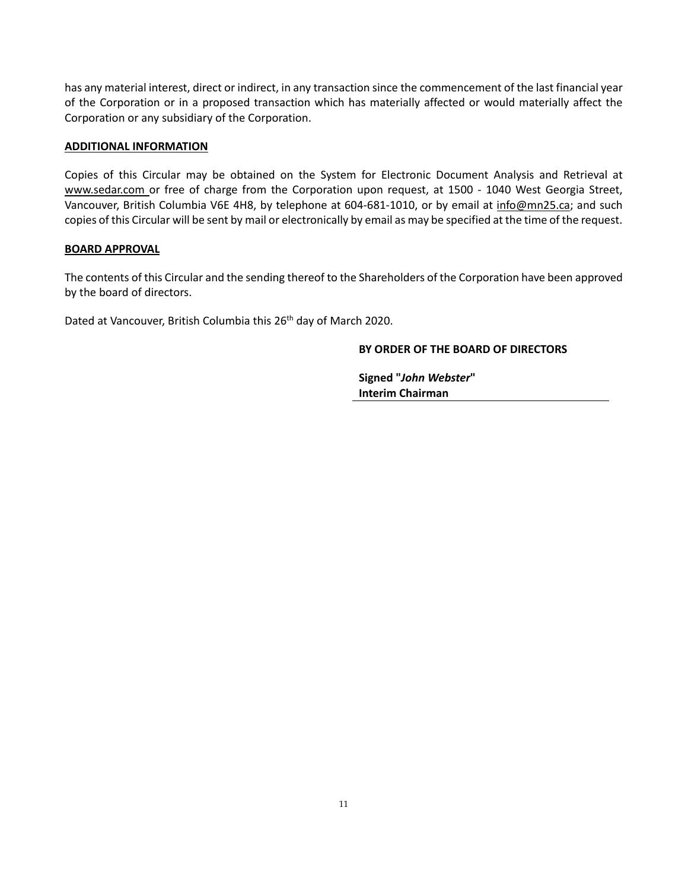has any material interest, direct or indirect, in any transaction since the commencement of the last financial year of the Corporation or in a proposed transaction which has materially affected or would materially affect the Corporation or any subsidiary of the Corporation.

## ADDITIONAL INFORMATION

Copies of this Circular may be obtained on the System for Electronic Document Analysis and Retrieval at www.sedar.com or free of charge from the Corporation upon request, at 1500 - 1040 West Georgia Street, Vancouver, British Columbia V6E 4H8, by telephone at 604-681-1010, or by email at info@mn25.ca; and such copies of this Circular will be sent by mail or electronically by email as may be specified at the time of the request.

## BOARD APPROVAL

The contents of this Circular and the sending thereof to the Shareholders of the Corporation have been approved by the board of directors.

Dated at Vancouver, British Columbia this 26th day of March 2020.

**BY ORDER OF THE BOARD OF DIRECTORS**

**Signed "*John Webster*"**
**Interim Chairman**